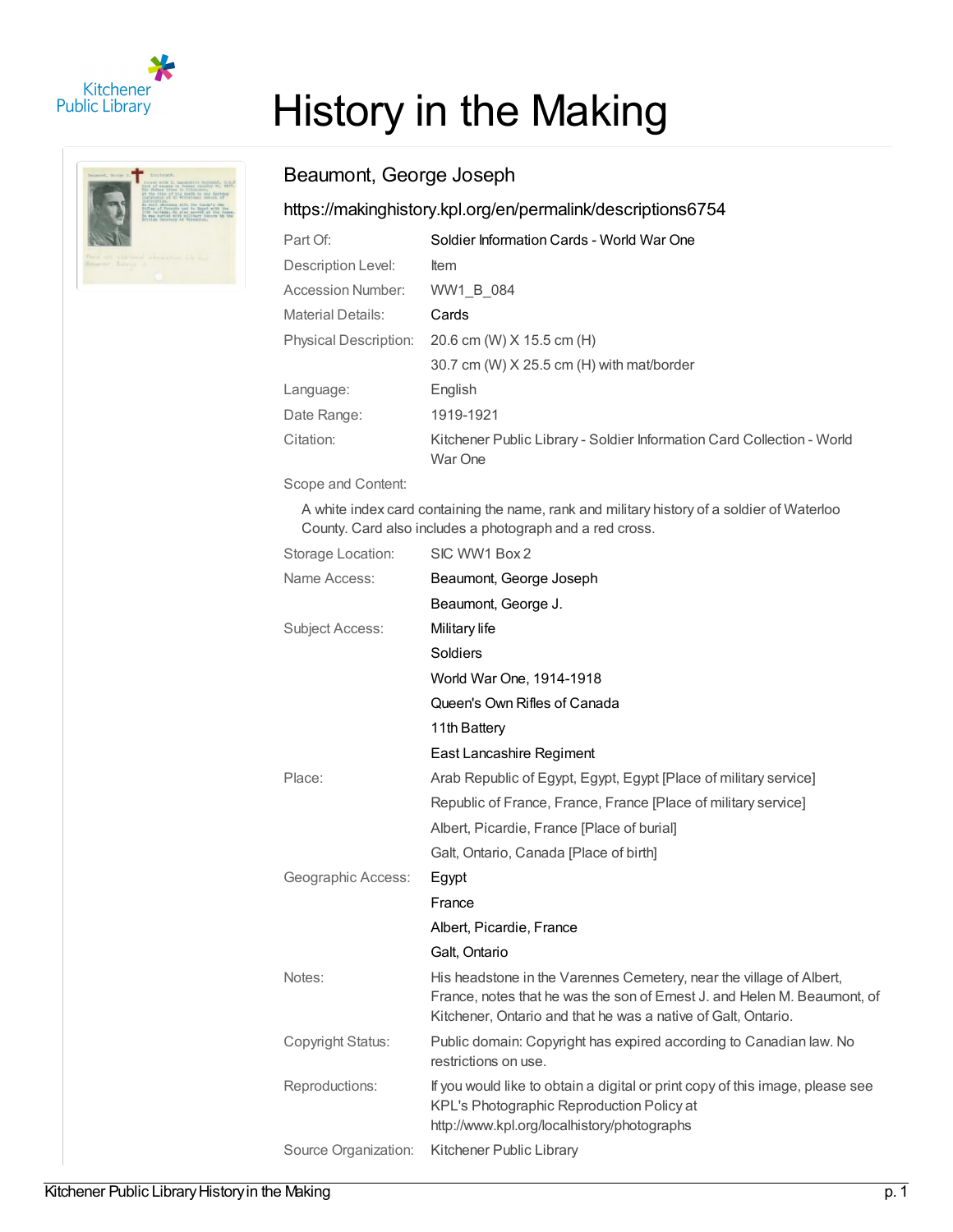# History in the Making

## Beaumont, George Joseph

https://makinghistory.kpl.org/en/permalink/descriptions6754

| | |
|---|---|
| Part Of: | Soldier Information Cards - World War One |
| Description Level: | Item |
| Accession Number: | WW1_B_084 |
| Material Details: | Cards |
| Physical Description: | 20.6 cm (W) X 15.5 cm (H)<br>30.7 cm (W) X 25.5 cm (H) with mat/border |
| Language: | English |
| Date Range: | 1919-1921 |
| Citation: | Kitchener Public Library - Soldier Information Card Collection - World War One |

Scope and Content:

A white index card containing the name, rank and military history of a soldier of Waterloo County. Card also includes a photograph and a red cross.

| | |
|---|---|
| Storage Location: | SIC WW1 Box 2 |
| Name Access: | Beaumont, George Joseph<br>Beaumont, George J. |
| Subject Access: | Military life<br>Soldiers<br>World War One, 1914-1918<br>Queen's Own Rifles of Canada<br>11th Battery<br>East Lancashire Regiment |
| Place: | Arab Republic of Egypt, Egypt, Egypt [Place of military service]<br>Republic of France, France, France [Place of military service]<br>Albert, Picardie, France [Place of burial]<br>Galt, Ontario, Canada [Place of birth] |
| Geographic Access: | Egypt<br>France<br>Albert, Picardie, France<br>Galt, Ontario |
| Notes: | His headstone in the Varennes Cemetery, near the village of Albert, France, notes that he was the son of Ernest J. and Helen M. Beaumont, of Kitchener, Ontario and that he was a native of Galt, Ontario. |
| Copyright Status: | Public domain: Copyright has expired according to Canadian law. No restrictions on use. |
| Reproductions: | If you would like to obtain a digital or print copy of this image, please see KPL's Photographic Reproduction Policy at http://www.kpl.org/localhistory/photographs |
| Source Organization: | Kitchener Public Library |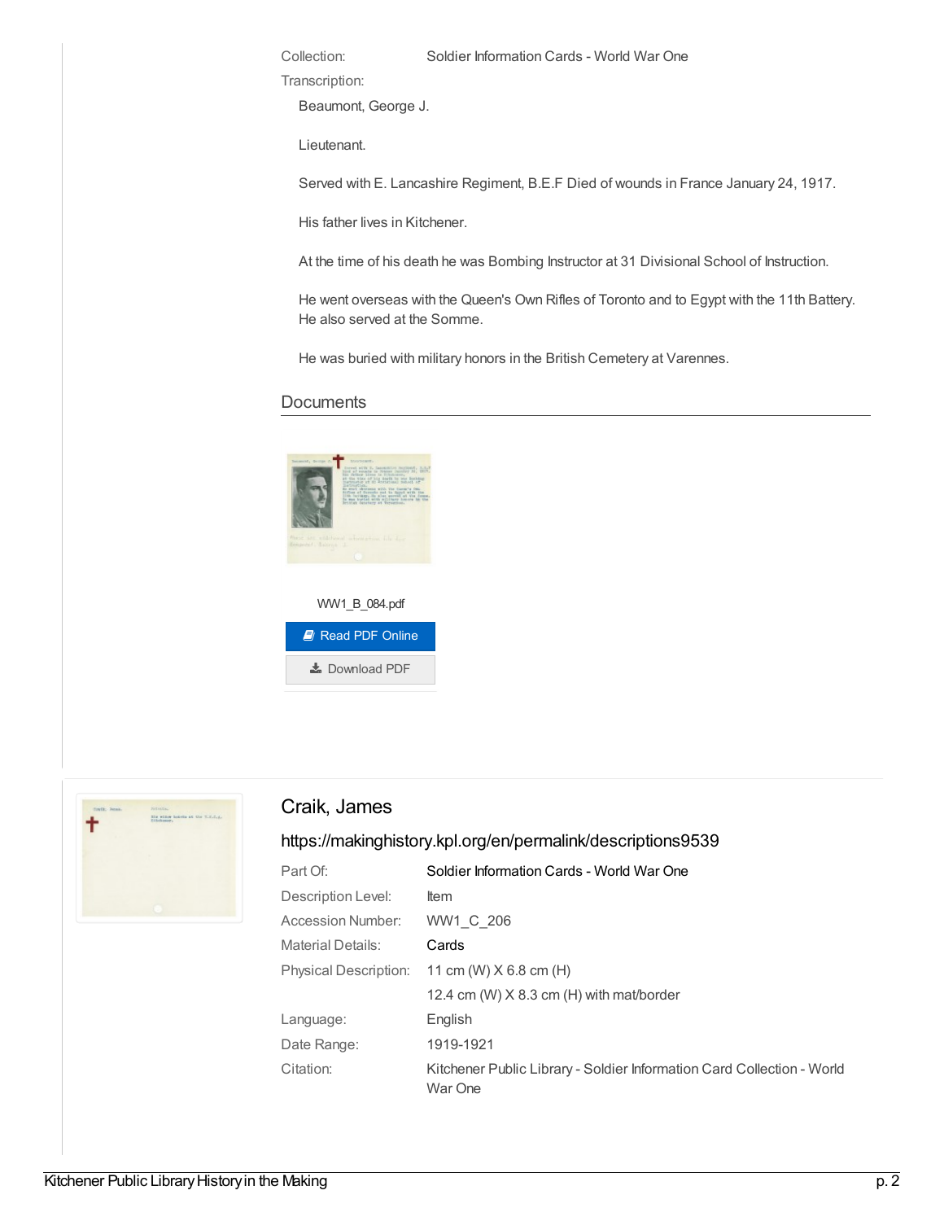| | |
|---|---|
| Collection: | Soldier Information Cards - World War One |
| Transcription: | |

Beaumont, George J.

Lieutenant.

Served with E. Lancashire Regiment, B.E.F Died of wounds in France January 24, 1917.

His father lives in Kitchener.

At the time of his death he was Bombing Instructor at 31 Divisional School of Instruction.

He went overseas with the Queen's Own Rifles of Toronto and to Egypt with the 11th Battery. He also served at the Somme.

He was buried with military honors in the British Cemetery at Varennes.

## Documents

WW1_B_084.pdf

Read PDF Online

Download PDF

## Craik, James

https://makinghistory.kpl.org/en/permalink/descriptions9539

| | |
|---|---|
| Part Of: | Soldier Information Cards - World War One |
| Description Level: | Item |
| Accession Number: | WW1_C_206 |
| Material Details: | Cards |
| Physical Description: | 11 cm (W) X 6.8 cm (H)<br>12.4 cm (W) X 8.3 cm (H) with mat/border |
| Language: | English |
| Date Range: | 1919-1921 |
| Citation: | Kitchener Public Library - Soldier Information Card Collection - World War One |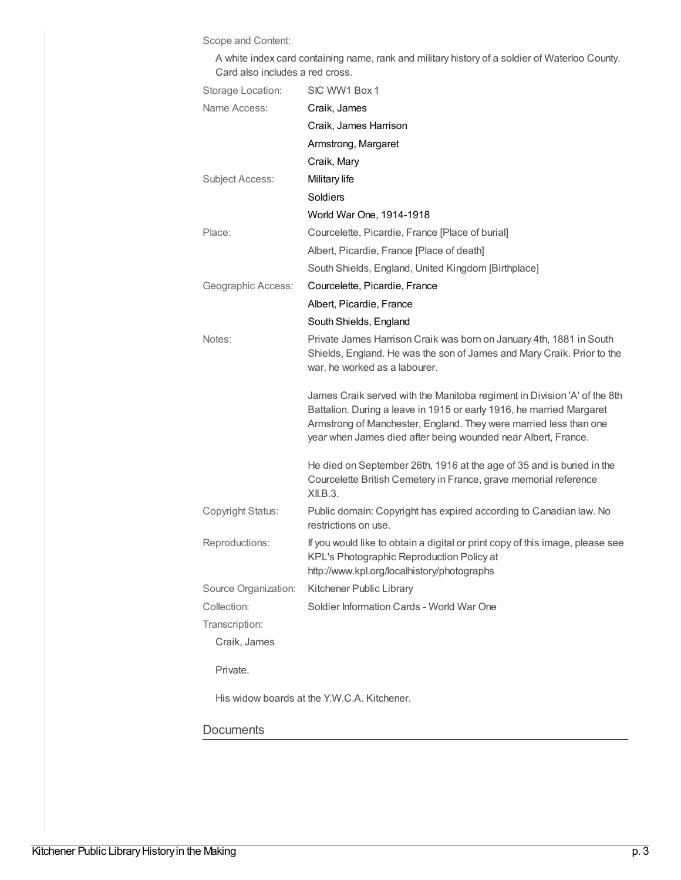Scope and Content:

A white index card containing name, rank and military history of a soldier of Waterloo County. Card also includes a red cross.

| | |
|---|---|
| Storage Location: | SIC WW1 Box 1 |
| Name Access: | Craik, James |
| | Craik, James Harrison |
| | Armstrong, Margaret |
| | Craik, Mary |
| Subject Access: | Military life |
| | Soldiers |
| | World War One, 1914-1918 |
| Place: | Courcelette, Picardie, France [Place of burial] |
| | Albert, Picardie, France [Place of death] |
| | South Shields, England, United Kingdom [Birthplace] |
| Geographic Access: | Courcelette, Picardie, France |
| | Albert, Picardie, France |
| | South Shields, England |
| Notes: | Private James Harrison Craik was born on January 4th, 1881 in South Shields, England. He was the son of James and Mary Craik. Prior to the war, he worked as a labourer.<br><br>James Craik served with the Manitoba regiment in Division 'A' of the 8th Battalion. During a leave in 1915 or early 1916, he married Margaret Armstrong of Manchester, England. They were married less than one year when James died after being wounded near Albert, France.<br><br>He died on September 26th, 1916 at the age of 35 and is buried in the Courcelette British Cemetery in France, grave memorial reference XII.B.3. |
| Copyright Status: | Public domain: Copyright has expired according to Canadian law. No restrictions on use. |
| Reproductions: | If you would like to obtain a digital or print copy of this image, please see KPL's Photographic Reproduction Policy at http://www.kpl.org/localhistory/photographs |
| Source Organization: | Kitchener Public Library |
| Collection: | Soldier Information Cards - World War One |

Transcription:

Craik, James

Private.

His widow boards at the Y.W.C.A. Kitchener.

## Documents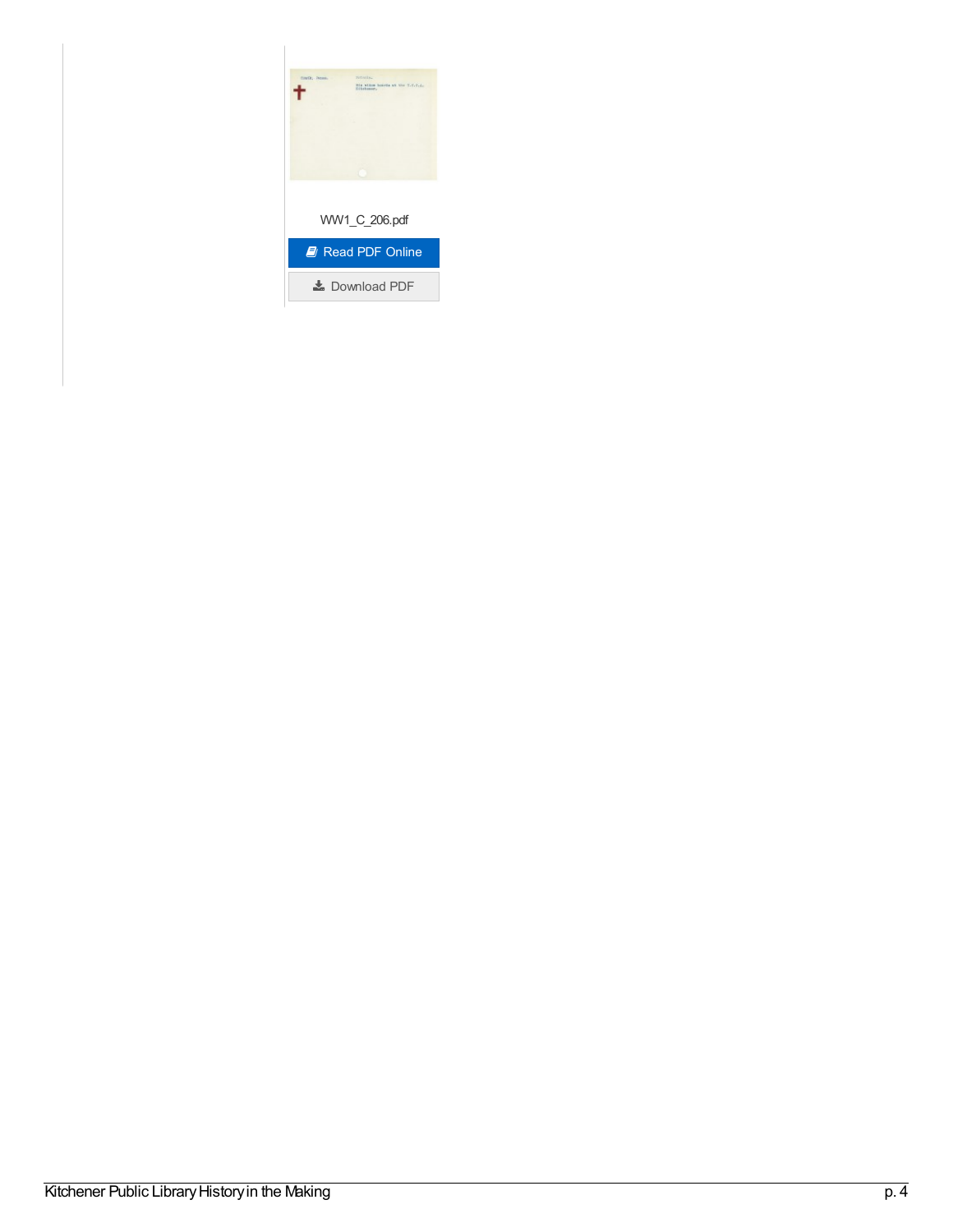WW1_C_206.pdf

Read PDF Online

Download PDF